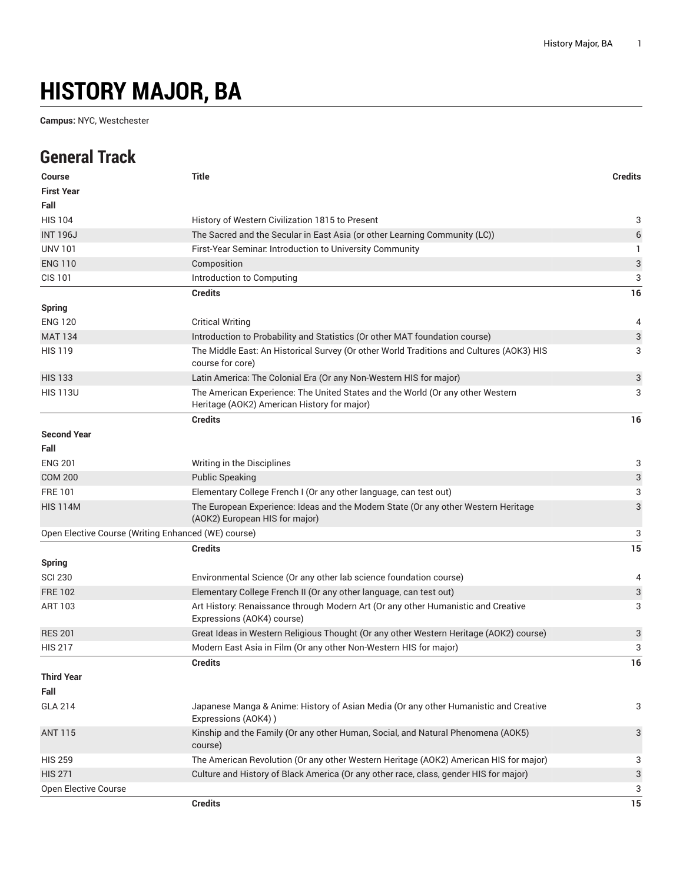# HISTORY MAJOR, BA

**Campus:** NYC, Westchester

## General Track

| Course | Title | Credits |
|---|---|---|
| **First Year** | | |
| **Fall** | | |
| HIS 104 | History of Western Civilization 1815 to Present | 3 |
| INT 196J | The Sacred and the Secular in East Asia (or other Learning Community (LC)) | 6 |
| UNV 101 | First-Year Seminar: Introduction to University Community | 1 |
| ENG 110 | Composition | 3 |
| CIS 101 | Introduction to Computing | 3 |
| | **Credits** | **16** |
| **Spring** | | |
| ENG 120 | Critical Writing | 4 |
| MAT 134 | Introduction to Probability and Statistics (Or other MAT foundation course) | 3 |
| HIS 119 | The Middle East: An Historical Survey (Or other World Traditions and Cultures (AOK3) HIS course for core) | 3 |
| HIS 133 | Latin America: The Colonial Era (Or any Non-Western HIS for major) | 3 |
| HIS 113U | The American Experience: The United States and the World (Or any other Western Heritage (AOK2) American History for major) | 3 |
| | **Credits** | **16** |
| **Second Year** | | |
| **Fall** | | |
| ENG 201 | Writing in the Disciplines | 3 |
| COM 200 | Public Speaking | 3 |
| FRE 101 | Elementary College French I (Or any other language, can test out) | 3 |
| HIS 114M | The European Experience: Ideas and the Modern State (Or any other Western Heritage (AOK2) European HIS for major) | 3 |
| Open Elective Course (Writing Enhanced (WE) course) | | 3 |
| | **Credits** | **15** |
| **Spring** | | |
| SCI 230 | Environmental Science (Or any other lab science foundation course) | 4 |
| FRE 102 | Elementary College French II (Or any other language, can test out) | 3 |
| ART 103 | Art History: Renaissance through Modern Art (Or any other Humanistic and Creative Expressions (AOK4) course) | 3 |
| RES 201 | Great Ideas in Western Religious Thought (Or any other Western Heritage (AOK2) course) | 3 |
| HIS 217 | Modern East Asia in Film (Or any other Non-Western HIS for major) | 3 |
| | **Credits** | **16** |
| **Third Year** | | |
| **Fall** | | |
| GLA 214 | Japanese Manga & Anime: History of Asian Media (Or any other Humanistic and Creative Expressions (AOK4) ) | 3 |
| ANT 115 | Kinship and the Family (Or any other Human, Social, and Natural Phenomena (AOK5) course) | 3 |
| HIS 259 | The American Revolution (Or any other Western Heritage (AOK2) American HIS for major) | 3 |
| HIS 271 | Culture and History of Black America (Or any other race, class, gender HIS for major) | 3 |
| Open Elective Course | | 3 |
| | **Credits** | **15** |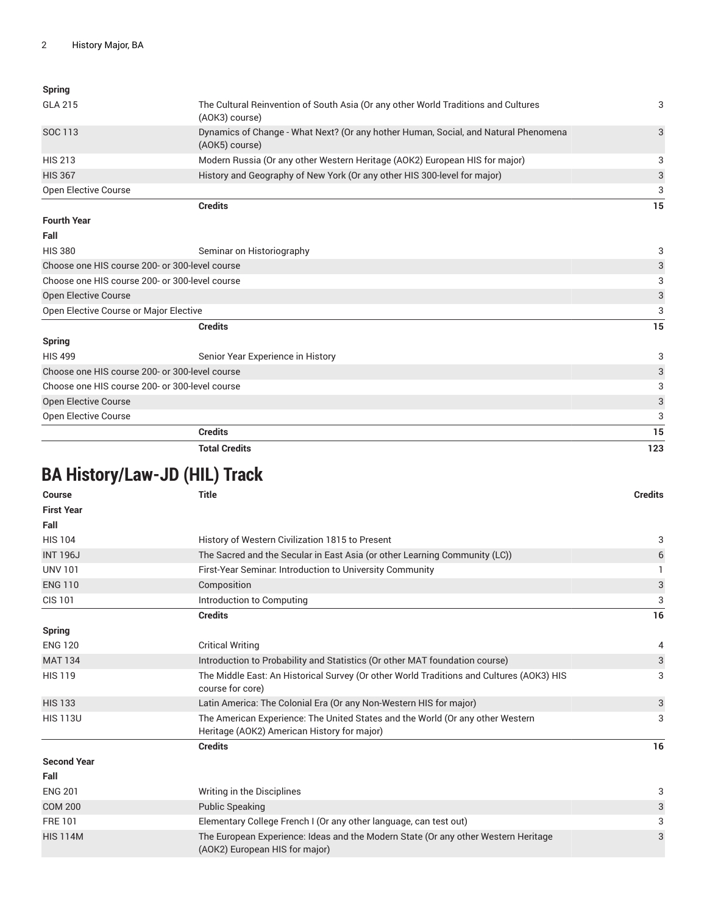| | | |
|---|---|---|
| **Spring** | | |
| GLA 215 | The Cultural Reinvention of South Asia (Or any other World Traditions and Cultures (AOK3) course) | 3 |
| SOC 113 | Dynamics of Change - What Next? (Or any hother Human, Social, and Natural Phenomena (AOK5) course) | 3 |
| HIS 213 | Modern Russia (Or any other Western Heritage (AOK2) European HIS for major) | 3 |
| HIS 367 | History and Geography of New York (Or any other HIS 300-level for major) | 3 |
| Open Elective Course | | 3 |
| | **Credits** | **15** |
| **Fourth Year** | | |
| **Fall** | | |
| HIS 380 | Seminar on Historiography | 3 |
| Choose one HIS course 200- or 300-level course | | 3 |
| Choose one HIS course 200- or 300-level course | | 3 |
| Open Elective Course | | 3 |
| Open Elective Course or Major Elective | | 3 |
| | **Credits** | **15** |
| **Spring** | | |
| HIS 499 | Senior Year Experience in History | 3 |
| Choose one HIS course 200- or 300-level course | | 3 |
| Choose one HIS course 200- or 300-level course | | 3 |
| Open Elective Course | | 3 |
| Open Elective Course | | 3 |
| | **Credits** | **15** |
| | **Total Credits** | **123** |

# BA History/Law-JD (HIL) Track

| Course | Title | Credits |
|---|---|---|
| **First Year** | | |
| **Fall** | | |
| HIS 104 | History of Western Civilization 1815 to Present | 3 |
| INT 196J | The Sacred and the Secular in East Asia (or other Learning Community (LC)) | 6 |
| UNV 101 | First-Year Seminar: Introduction to University Community | 1 |
| ENG 110 | Composition | 3 |
| CIS 101 | Introduction to Computing | 3 |
| | **Credits** | **16** |
| **Spring** | | |
| ENG 120 | Critical Writing | 4 |
| MAT 134 | Introduction to Probability and Statistics (Or other MAT foundation course) | 3 |
| HIS 119 | The Middle East: An Historical Survey (Or other World Traditions and Cultures (AOK3) HIS course for core) | 3 |
| HIS 133 | Latin America: The Colonial Era (Or any Non-Western HIS for major) | 3 |
| HIS 113U | The American Experience: The United States and the World (Or any other Western Heritage (AOK2) American History for major) | 3 |
| | **Credits** | **16** |
| **Second Year** | | |
| **Fall** | | |
| ENG 201 | Writing in the Disciplines | 3 |
| COM 200 | Public Speaking | 3 |
| FRE 101 | Elementary College French I (Or any other language, can test out) | 3 |
| HIS 114M | The European Experience: Ideas and the Modern State (Or any other Western Heritage (AOK2) European HIS for major) | 3 |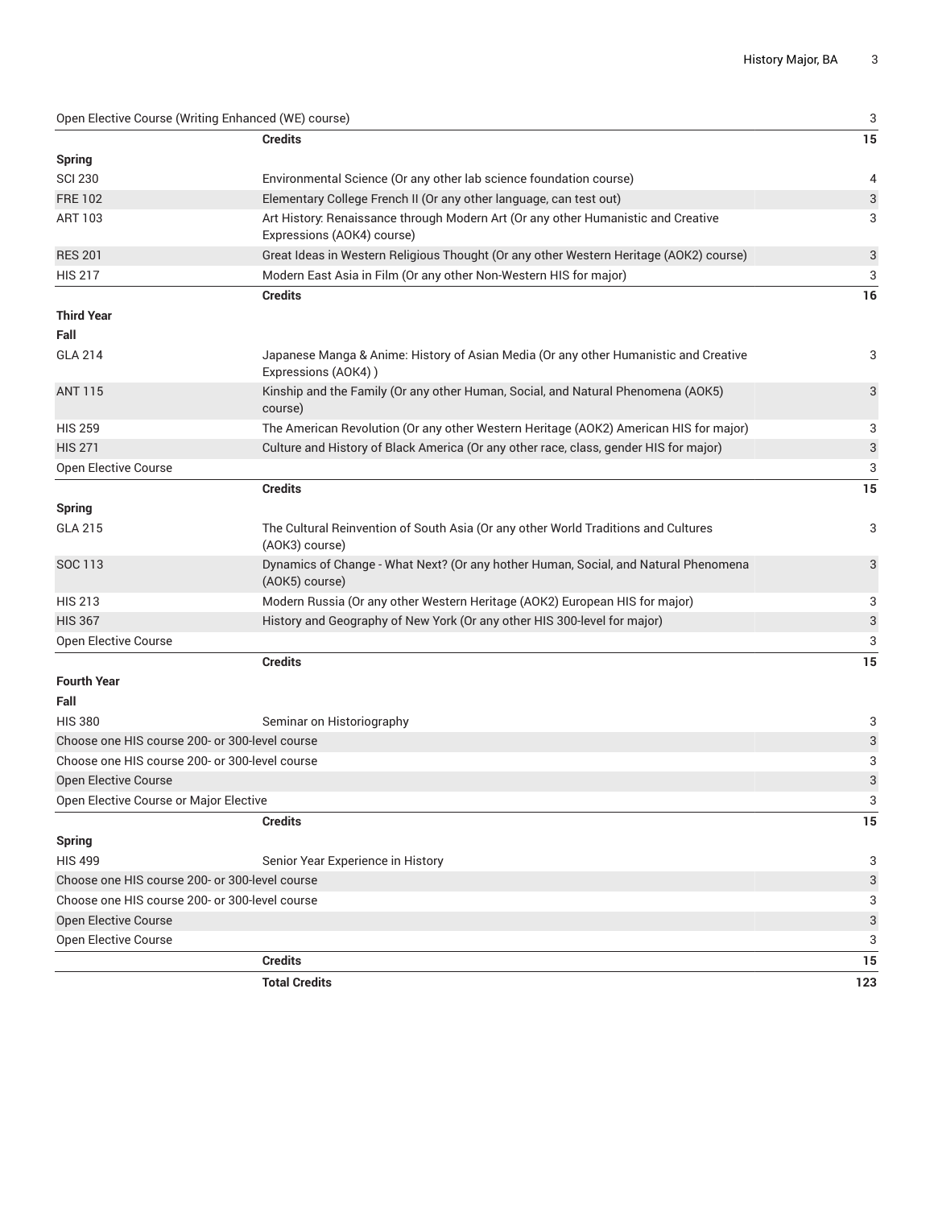| | | |
|---|---|---|
| Open Elective Course (Writing Enhanced (WE) course) | | 3 |
| | **Credits** | **15** |
| **Spring** | | |
| SCI 230 | Environmental Science (Or any other lab science foundation course) | 4 |
| FRE 102 | Elementary College French II (Or any other language, can test out) | 3 |
| ART 103 | Art History: Renaissance through Modern Art (Or any other Humanistic and Creative Expressions (AOK4) course) | 3 |
| RES 201 | Great Ideas in Western Religious Thought (Or any other Western Heritage (AOK2) course) | 3 |
| HIS 217 | Modern East Asia in Film (Or any other Non-Western HIS for major) | 3 |
| | **Credits** | **16** |
| **Third Year** | | |
| **Fall** | | |
| GLA 214 | Japanese Manga & Anime: History of Asian Media (Or any other Humanistic and Creative Expressions (AOK4) ) | 3 |
| ANT 115 | Kinship and the Family (Or any other Human, Social, and Natural Phenomena (AOK5) course) | 3 |
| HIS 259 | The American Revolution (Or any other Western Heritage (AOK2) American HIS for major) | 3 |
| HIS 271 | Culture and History of Black America (Or any other race, class, gender HIS for major) | 3 |
| Open Elective Course | | 3 |
| | **Credits** | **15** |
| **Spring** | | |
| GLA 215 | The Cultural Reinvention of South Asia (Or any other World Traditions and Cultures (AOK3) course) | 3 |
| SOC 113 | Dynamics of Change - What Next? (Or any hother Human, Social, and Natural Phenomena (AOK5) course) | 3 |
| HIS 213 | Modern Russia (Or any other Western Heritage (AOK2) European HIS for major) | 3 |
| HIS 367 | History and Geography of New York (Or any other HIS 300-level for major) | 3 |
| Open Elective Course | | 3 |
| | **Credits** | **15** |
| **Fourth Year** | | |
| **Fall** | | |
| HIS 380 | Seminar on Historiography | 3 |
| Choose one HIS course 200- or 300-level course | | 3 |
| Choose one HIS course 200- or 300-level course | | 3 |
| Open Elective Course | | 3 |
| Open Elective Course or Major Elective | | 3 |
| | **Credits** | **15** |
| **Spring** | | |
| HIS 499 | Senior Year Experience in History | 3 |
| Choose one HIS course 200- or 300-level course | | 3 |
| Choose one HIS course 200- or 300-level course | | 3 |
| Open Elective Course | | 3 |
| Open Elective Course | | 3 |
| | **Credits** | **15** |
| | **Total Credits** | **123** |